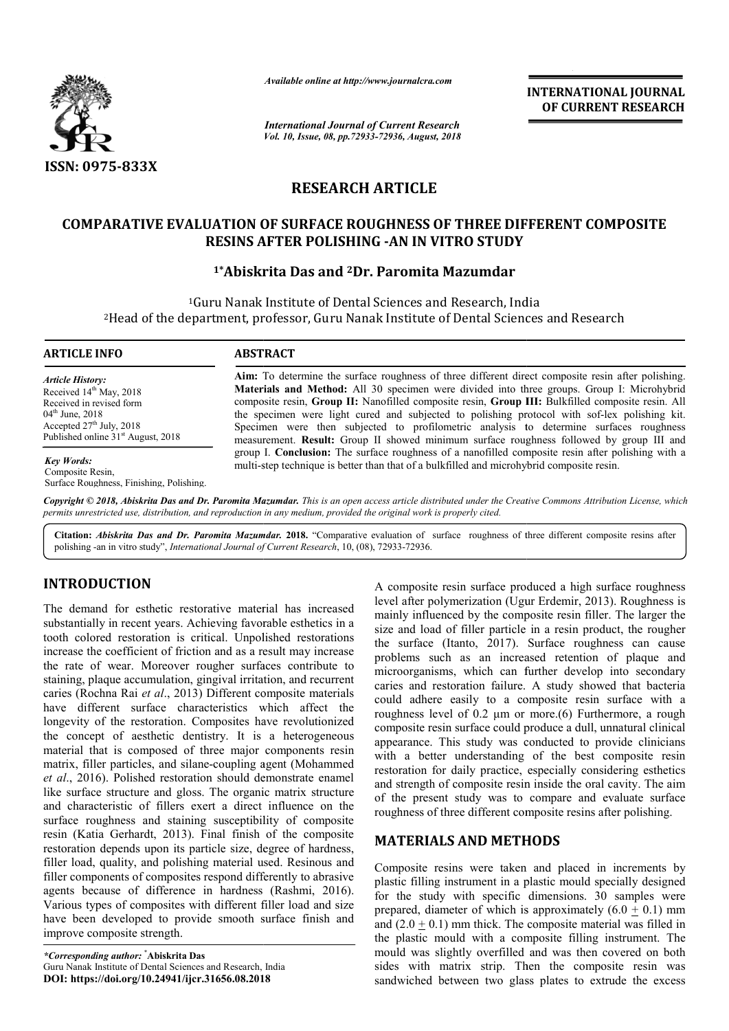ISSN: 0975-833X

*Available online at http://www.journalcra.com*

*International Journal of Current Research*
*Vol. 10, Issue, 08, pp.72933-72936, August, 2018*

**INTERNATIONAL JOURNAL OF CURRENT RESEARCH**

## RESEARCH ARTICLE

# COMPARATIVE EVALUATION OF SURFACE ROUGHNESS OF THREE DIFFERENT COMPOSITE RESINS AFTER POLISHING -AN IN VITRO STUDY

**[1]*Abiskrita Das and [2]Dr. Paromita Mazumdar**

[1]Guru Nanak Institute of Dental Sciences and Research, India
[2]Head of the department, professor, Guru Nanak Institute of Dental Sciences and Research

**ARTICLE INFO**

*Article History:*
Received 14th May, 2018
Received in revised form
04th June, 2018
Accepted 27th July, 2018
Published online 31st August, 2018

*Key Words:*
Composite Resin,
Surface Roughness, Finishing, Polishing.

**ABSTRACT**

**Aim:** To determine the surface roughness of three different direct composite resin after polishing. **Materials and Method:** All 30 specimen were divided into three groups. Group I: Microhybrid composite resin, **Group II:** Nanofilled composite resin, **Group III:** Bulkfilled composite resin. All the specimen were light cured and subjected to polishing protocol with sof-lex polishing kit. Specimen were then subjected to profilometric analysis to determine surfaces roughness measurement. **Result:** Group II showed minimum surface roughness followed by group III and group I. **Conclusion:** The surface roughness of a nanofilled composite resin after polishing with a multi-step technique is better than that of a bulkfilled and microhybrid composite resin.

*Copyright © 2018, Abiskrita Das and Dr. Paromita Mazumdar. This is an open access article distributed under the Creative Commons Attribution License, which permits unrestricted use, distribution, and reproduction in any medium, provided the original work is properly cited.*

**Citation:** *Abiskrita Das and Dr. Paromita Mazumdar.* **2018.** "Comparative evaluation of surface roughness of three different composite resins after polishing -an in vitro study", *International Journal of Current Research*, 10, (08), 72933-72936.

## INTRODUCTION

The demand for esthetic restorative material has increased substantially in recent years. Achieving favorable esthetics in a tooth colored restoration is critical. Unpolished restorations increase the coefficient of friction and as a result may increase the rate of wear. Moreover rougher surfaces contribute to staining, plaque accumulation, gingival irritation, and recurrent caries (Rochna Rai *et al*., 2013) Different composite materials have different surface characteristics which affect the longevity of the restoration. Composites have revolutionized the concept of aesthetic dentistry. It is a heterogeneous material that is composed of three major components resin matrix, filler particles, and silane-coupling agent (Mohammed *et al*., 2016). Polished restoration should demonstrate enamel like surface structure and gloss. The organic matrix structure and characteristic of fillers exert a direct influence on the surface roughness and staining susceptibility of composite resin (Katia Gerhardt, 2013). Final finish of the composite restoration depends upon its particle size, degree of hardness, filler load, quality, and polishing material used. Resinous and filler components of composites respond differently to abrasive agents because of difference in hardness (Rashmi, 2016). Various types of composites with different filler load and size have been developed to provide smooth surface finish and improve composite strength.

A composite resin surface produced a high surface roughness level after polymerization (Ugur Erdemir, 2013). Roughness is mainly influenced by the composite resin filler. The larger the size and load of filler particle in a resin product, the rougher the surface (Itanto, 2017). Surface roughness can cause problems such as an increased retention of plaque and microorganisms, which can further develop into secondary caries and restoration failure. A study showed that bacteria could adhere easily to a composite resin surface with a roughness level of 0.2 µm or more.(6) Furthermore, a rough composite resin surface could produce a dull, unnatural clinical appearance. This study was conducted to provide clinicians with a better understanding of the best composite resin restoration for daily practice, especially considering esthetics and strength of composite resin inside the oral cavity. The aim of the present study was to compare and evaluate surface roughness of three different composite resins after polishing.

## MATERIALS AND METHODS

Composite resins were taken and placed in increments by plastic filling instrument in a plastic mould specially designed for the study with specific dimensions. 30 samples were prepared, diameter of which is approximately ($6.0 \pm 0.1$) mm and ($2.0 \pm 0.1$) mm thick. The composite material was filled in the plastic mould with a composite filling instrument. The mould was slightly overfilled and was then covered on both sides with matrix strip. Then the composite resin was sandwiched between two glass plates to extrude the excess

*\*Corresponding author:* **Abiskrita Das**
Guru Nanak Institute of Dental Sciences and Research, India
**DOI: https://doi.org/10.24941/ijcr.31656.08.2018**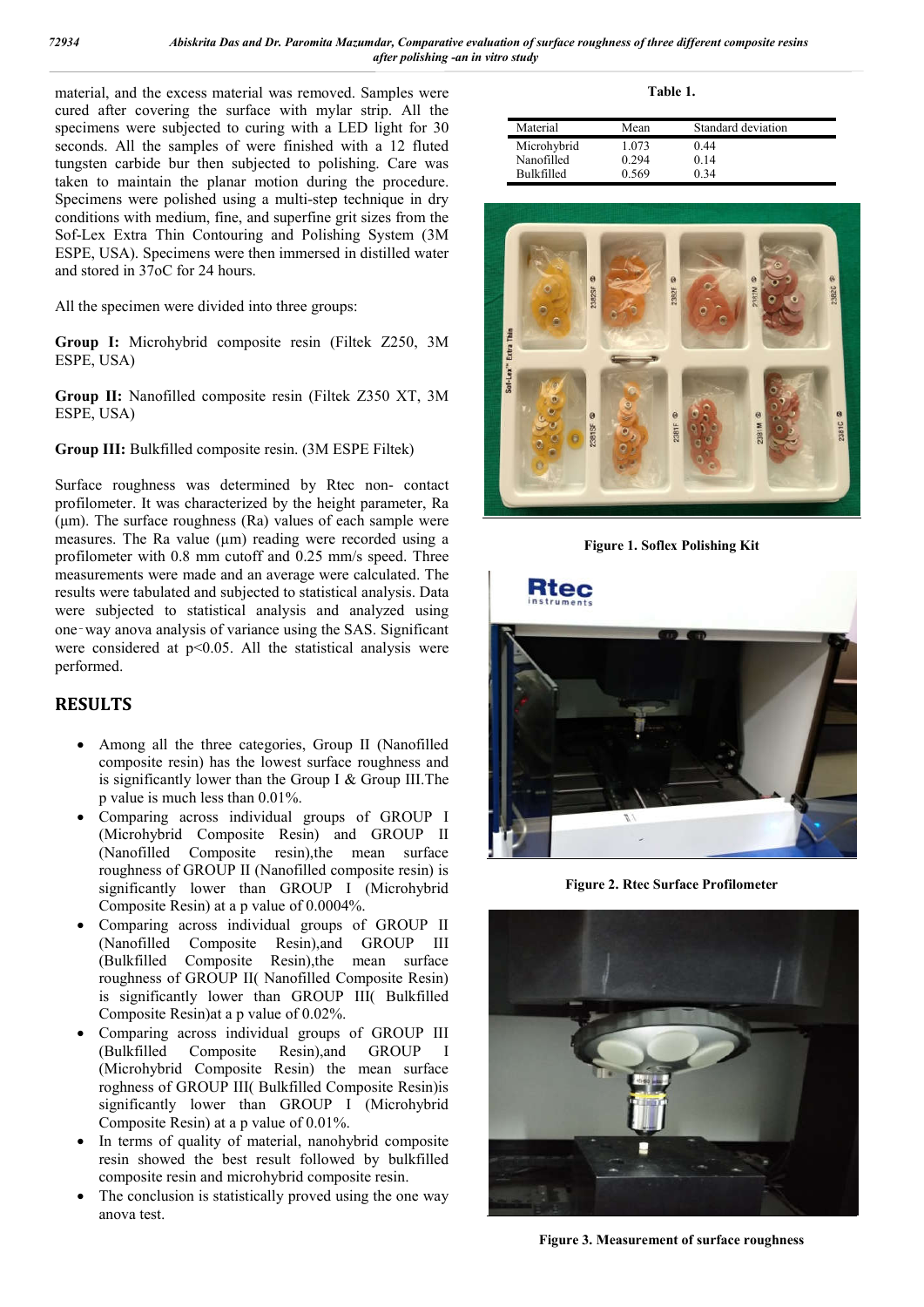material, and the excess material was removed. Samples were cured after covering the surface with mylar strip. All the specimens were subjected to curing with a LED light for 30 seconds. All the samples of were finished with a 12 fluted tungsten carbide bur then subjected to polishing. Care was taken to maintain the planar motion during the procedure. Specimens were polished using a multi-step technique in dry conditions with medium, fine, and superfine grit sizes from the Sof-Lex Extra Thin Contouring and Polishing System (3M ESPE, USA). Specimens were then immersed in distilled water and stored in 37oC for 24 hours.

All the specimen were divided into three groups:

**Group I:** Microhybrid composite resin (Filtek Z250, 3M ESPE, USA)

**Group II:** Nanofilled composite resin (Filtek Z350 XT, 3M ESPE, USA)

**Group III:** Bulkfilled composite resin. (3M ESPE Filtek)

Surface roughness was determined by Rtec non- contact profilometer. It was characterized by the height parameter, Ra (µm). The surface roughness (Ra) values of each sample were measures. The Ra value (µm) reading were recorded using a profilometer with 0.8 mm cutoff and 0.25 mm/s speed. Three measurements were made and an average were calculated. The results were tabulated and subjected to statistical analysis. Data were subjected to statistical analysis and analyzed using one‑way anova analysis of variance using the SAS. Significant were considered at $p<0.05$. All the statistical analysis were performed.

## RESULTS

- Among all the three categories, Group II (Nanofilled composite resin) has the lowest surface roughness and is significantly lower than the Group I & Group III.The p value is much less than 0.01%.
- Comparing across individual groups of GROUP I (Microhybrid Composite Resin) and GROUP II (Nanofilled Composite resin),the mean surface roughness of GROUP II (Nanofilled composite resin) is significantly lower than GROUP I (Microhybrid Composite Resin) at a p value of 0.0004%.
- Comparing across individual groups of GROUP II (Nanofilled Composite Resin),and GROUP III (Bulkfilled Composite Resin),the mean surface roughness of GROUP II( Nanofilled Composite Resin) is significantly lower than GROUP III( Bulkfilled Composite Resin)at a p value of 0.02%.
- Comparing across individual groups of GROUP III (Bulkfilled Composite Resin),and GROUP I (Microhybrid Composite Resin) the mean surface roghness of GROUP III( Bulkfilled Composite Resin)is significantly lower than GROUP I (Microhybrid Composite Resin) at a p value of 0.01%.
- In terms of quality of material, nanohybrid composite resin showed the best result followed by bulkfilled composite resin and microhybrid composite resin.
- The conclusion is statistically proved using the one way anova test.

**Table 1.**

| Material | Mean | Standard deviation |
|---|---|---|
| Microhybrid | 1.073 | 0.44 |
| Nanofilled | 0.294 | 0.14 |
| Bulkfilled | 0.569 | 0.34 |

**Figure 1. Soflex Polishing Kit**

**Figure 2. Rtec Surface Profilometer**

**Figure 3. Measurement of surface roughness**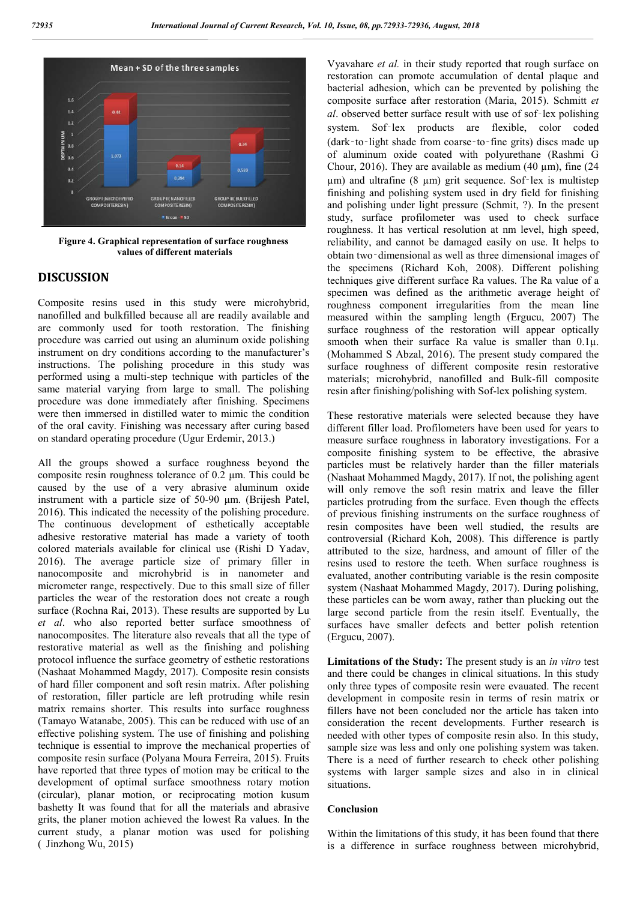Figure 4. Graphical representation of surface roughness values of different materials

## DISCUSSION

Composite resins used in this study were microhybrid, nanofilled and bulkfilled because all are readily available and are commonly used for tooth restoration. The finishing procedure was carried out using an aluminum oxide polishing instrument on dry conditions according to the manufacturer's instructions. The polishing procedure in this study was performed using a multi-step technique with particles of the same material varying from large to small. The polishing procedure was done immediately after finishing. Specimens were then immersed in distilled water to mimic the condition of the oral cavity. Finishing was necessary after curing based on standard operating procedure (Ugur Erdemir, 2013.)

All the groups showed a surface roughness beyond the composite resin roughness tolerance of 0.2 µm. This could be caused by the use of a very abrasive aluminum oxide instrument with a particle size of 50-90 µm. (Brijesh Patel, 2016). This indicated the necessity of the polishing procedure. The continuous development of esthetically acceptable adhesive restorative material has made a variety of tooth colored materials available for clinical use (Rishi D Yadav, 2016). The average particle size of primary filler in nanocomposite and microhybrid is in nanometer and micrometer range, respectively. Due to this small size of filler particles the wear of the restoration does not create a rough surface (Rochna Rai, 2013). These results are supported by Lu *et al*. who also reported better surface smoothness of nanocomposites. The literature also reveals that all the type of restorative material as well as the finishing and polishing protocol influence the surface geometry of esthetic restorations (Nashaat Mohammed Magdy, 2017). Composite resin consists of hard filler component and soft resin matrix. After polishing of restoration, filler particle are left protruding while resin matrix remains shorter. This results into surface roughness (Tamayo Watanabe, 2005). This can be reduced with use of an effective polishing system. The use of finishing and polishing technique is essential to improve the mechanical properties of composite resin surface (Polyana Moura Ferreira, 2015). Fruits have reported that three types of motion may be critical to the development of optimal surface smoothness rotary motion (circular), planar motion, or reciprocating motion kusum bashetty It was found that for all the materials and abrasive grits, the planer motion achieved the lowest Ra values. In the current study, a planar motion was used for polishing ( Jinzhong Wu, 2015)

Vyavahare *et al.* in their study reported that rough surface on restoration can promote accumulation of dental plaque and bacterial adhesion, which can be prevented by polishing the composite surface after restoration (Maria, 2015). Schmitt *et al*. observed better surface result with use of sof‑lex polishing system. Sof‑lex products are flexible, color coded (dark‑to‑light shade from coarse‑to‑fine grits) discs made up of aluminum oxide coated with polyurethane (Rashmi G Chour, 2016). They are available as medium (40 µm), fine (24 µm) and ultrafine (8 µm) grit sequence. Sof‑lex is multistep finishing and polishing system used in dry field for finishing and polishing under light pressure (Schmit, ?). In the present study, surface profilometer was used to check surface roughness. It has vertical resolution at nm level, high speed, reliability, and cannot be damaged easily on use. It helps to obtain two‑dimensional as well as three dimensional images of the specimens (Richard Koh, 2008). Different polishing techniques give different surface Ra values. The Ra value of a specimen was defined as the arithmetic average height of roughness component irregularities from the mean line measured within the sampling length (Ergucu, 2007) The surface roughness of the restoration will appear optically smooth when their surface Ra value is smaller than 0.1µ. (Mohammed S Abzal, 2016). The present study compared the surface roughness of different composite resin restorative materials; microhybrid, nanofilled and Bulk-fill composite resin after finishing/polishing with Sof-lex polishing system.

These restorative materials were selected because they have different filler load. Profilometers have been used for years to measure surface roughness in laboratory investigations. For a composite finishing system to be effective, the abrasive particles must be relatively harder than the filler materials (Nashaat Mohammed Magdy, 2017). If not, the polishing agent will only remove the soft resin matrix and leave the filler particles protruding from the surface. Even though the effects of previous finishing instruments on the surface roughness of resin composites have been well studied, the results are controversial (Richard Koh, 2008). This difference is partly attributed to the size, hardness, and amount of filler of the resins used to restore the teeth. When surface roughness is evaluated, another contributing variable is the resin composite system (Nashaat Mohammed Magdy, 2017). During polishing, these particles can be worn away, rather than plucking out the large second particle from the resin itself. Eventually, the surfaces have smaller defects and better polish retention (Ergucu, 2007).

**Limitations of the Study:** The present study is an *in vitro* test and there could be changes in clinical situations. In this study only three types of composite resin were evauated. The recent development in composite resin in terms of resin matrix or fillers have not been concluded nor the article has taken into consideration the recent developments. Further research is needed with other types of composite resin also. In this study, sample size was less and only one polishing system was taken. There is a need of further research to check other polishing systems with larger sample sizes and also in in clinical situations.

### Conclusion

Within the limitations of this study, it has been found that there is a difference in surface roughness between microhybrid,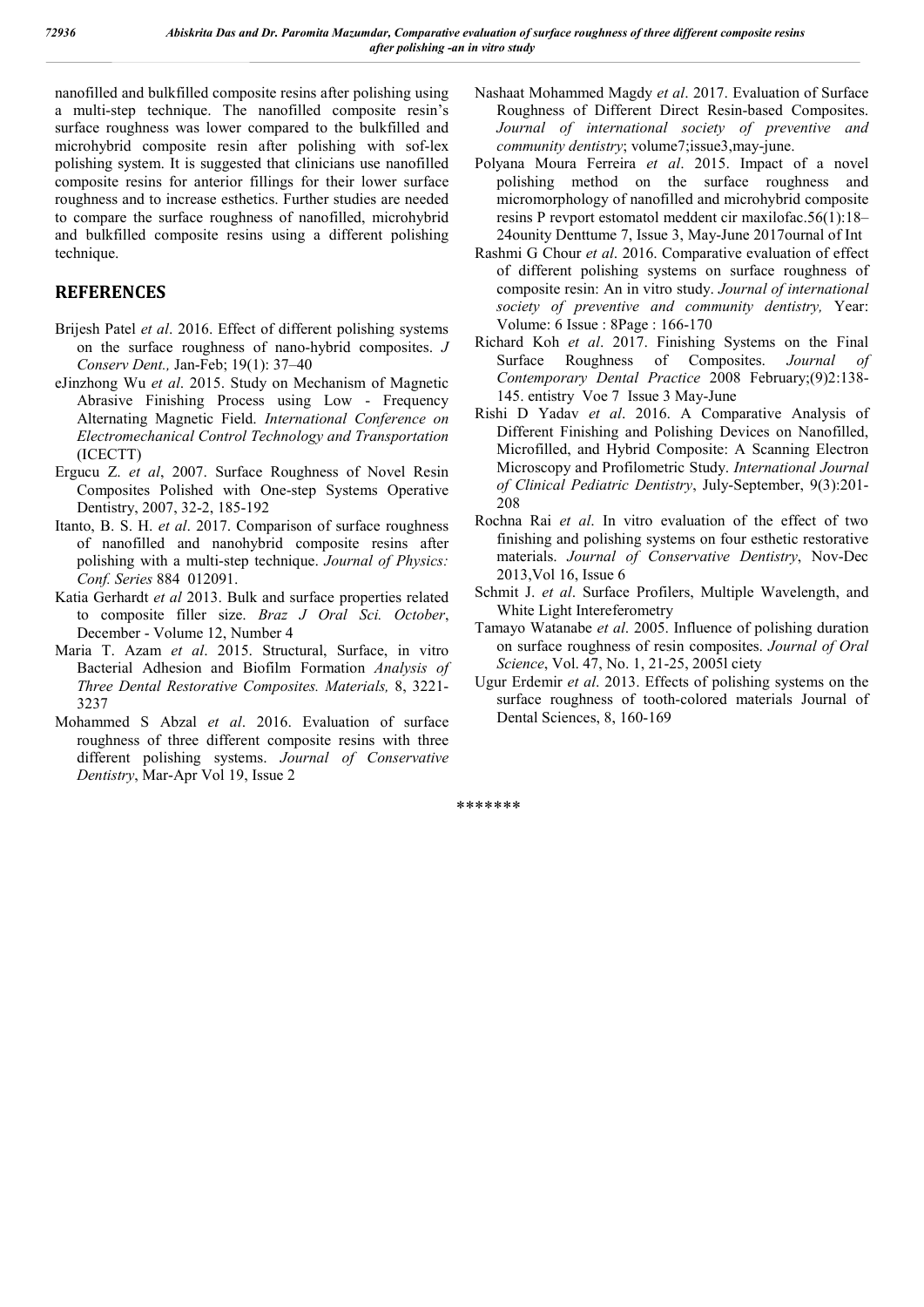nanofilled and bulkfilled composite resins after polishing using a multi-step technique. The nanofilled composite resin's surface roughness was lower compared to the bulkfilled and microhybrid composite resin after polishing with sof-lex polishing system. It is suggested that clinicians use nanofilled composite resins for anterior fillings for their lower surface roughness and to increase esthetics. Further studies are needed to compare the surface roughness of nanofilled, microhybrid and bulkfilled composite resins using a different polishing technique.

## REFERENCES

Brijesh Patel *et al*. 2016. Effect of different polishing systems on the surface roughness of nano-hybrid composites. *J Conserv Dent.,* Jan-Feb; 19(1): 37–40

eJinzhong Wu *et al*. 2015. Study on Mechanism of Magnetic Abrasive Finishing Process using Low - Frequency Alternating Magnetic Field. *International Conference on Electromechanical Control Technology and Transportation* (ICECTT)

Ergucu Z. *et al*, 2007. Surface Roughness of Novel Resin Composites Polished with One-step Systems Operative Dentistry, 2007, 32-2, 185-192

Itanto, B. S. H. *et al*. 2017. Comparison of surface roughness of nanofilled and nanohybrid composite resins after polishing with a multi-step technique. *Journal of Physics: Conf. Series* 884 012091.

Katia Gerhardt *et al* 2013. Bulk and surface properties related to composite filler size. *Braz J Oral Sci. October*, December - Volume 12, Number 4

Maria T. Azam *et al*. 2015. Structural, Surface, in vitro Bacterial Adhesion and Biofilm Formation *Analysis of Three Dental Restorative Composites. Materials,* 8, 3221-3237

Mohammed S Abzal *et al*. 2016. Evaluation of surface roughness of three different composite resins with three different polishing systems. *Journal of Conservative Dentistry*, Mar-Apr Vol 19, Issue 2

Nashaat Mohammed Magdy *et al*. 2017. Evaluation of Surface Roughness of Different Direct Resin-based Composites. *Journal of international society of preventive and community dentistry*; volume7;issue3,may-june.

Polyana Moura Ferreira *et al*. 2015. Impact of a novel polishing method on the surface roughness and micromorphology of nanofilled and microhybrid composite resins P revport estomatol meddent cir maxilofac.56(1):18–24ounity Denttume 7, Issue 3, May-June 2017ournal of Int

Rashmi G Chour *et al*. 2016. Comparative evaluation of effect of different polishing systems on surface roughness of composite resin: An in vitro study. *Journal of international society of preventive and community dentistry,* Year: Volume: 6 Issue : 8Page : 166-170

Richard Koh *et al*. 2017. Finishing Systems on the Final Surface Roughness of Composites. *Journal of Contemporary Dental Practice* 2008 February;(9)2:138-145. entistry Voe 7 Issue 3 May-June

Rishi D Yadav *et al*. 2016. A Comparative Analysis of Different Finishing and Polishing Devices on Nanofilled, Microfilled, and Hybrid Composite: A Scanning Electron Microscopy and Profilometric Study. *International Journal of Clinical Pediatric Dentistry*, July-September, 9(3):201-208

Rochna Rai *et al*. In vitro evaluation of the effect of two finishing and polishing systems on four esthetic restorative materials. *Journal of Conservative Dentistry*, Nov-Dec 2013,Vol 16, Issue 6

Schmit J. *et al*. Surface Profilers, Multiple Wavelength, and White Light Intereferometry

Tamayo Watanabe *et al*. 2005. Influence of polishing duration on surface roughness of resin composites. *Journal of Oral Science*, Vol. 47, No. 1, 21-25, 2005l ciety

Ugur Erdemir *et al*. 2013. Effects of polishing systems on the surface roughness of tooth-colored materials Journal of Dental Sciences, 8, 160-169

*******